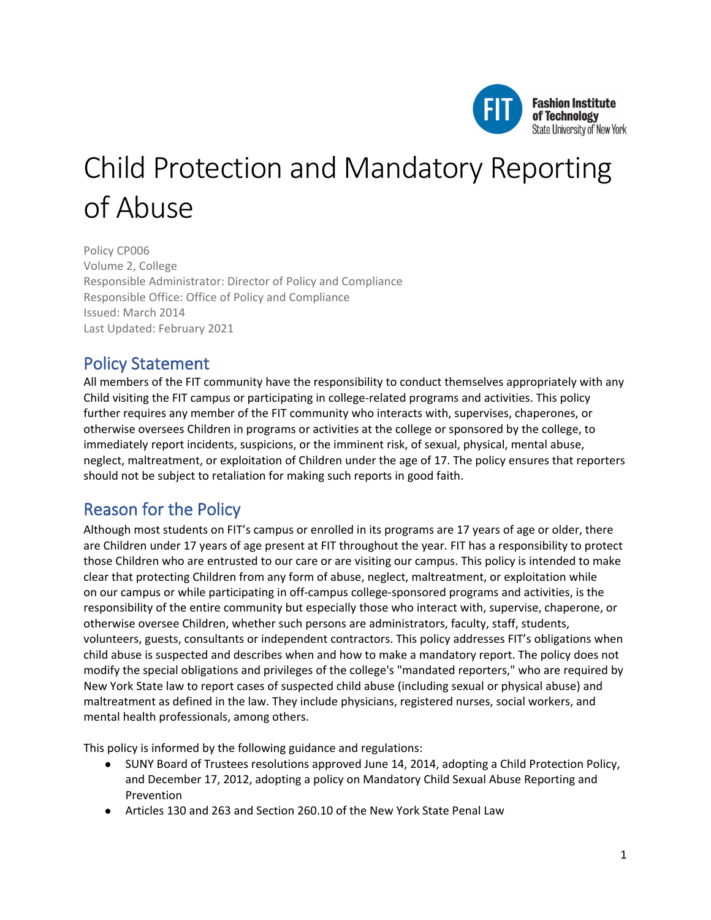# Child Protection and Mandatory Reporting of Abuse

Policy CP006
Volume 2, College
Responsible Administrator: Director of Policy and Compliance
Responsible Office: Office of Policy and Compliance
Issued: March 2014
Last Updated: February 2021

## Policy Statement

All members of the FIT community have the responsibility to conduct themselves appropriately with any Child visiting the FIT campus or participating in college-related programs and activities. This policy further requires any member of the FIT community who interacts with, supervises, chaperones, or otherwise oversees Children in programs or activities at the college or sponsored by the college, to immediately report incidents, suspicions, or the imminent risk, of sexual, physical, mental abuse, neglect, maltreatment, or exploitation of Children under the age of 17. The policy ensures that reporters should not be subject to retaliation for making such reports in good faith.

## Reason for the Policy

Although most students on FIT's campus or enrolled in its programs are 17 years of age or older, there are Children under 17 years of age present at FIT throughout the year. FIT has a responsibility to protect those Children who are entrusted to our care or are visiting our campus. This policy is intended to make clear that protecting Children from any form of abuse, neglect, maltreatment, or exploitation while on our campus or while participating in off-campus college-sponsored programs and activities, is the responsibility of the entire community but especially those who interact with, supervise, chaperone, or otherwise oversee Children, whether such persons are administrators, faculty, staff, students, volunteers, guests, consultants or independent contractors. This policy addresses FIT's obligations when child abuse is suspected and describes when and how to make a mandatory report. The policy does not modify the special obligations and privileges of the college's "mandated reporters," who are required by New York State law to report cases of suspected child abuse (including sexual or physical abuse) and maltreatment as defined in the law. They include physicians, registered nurses, social workers, and mental health professionals, among others.

This policy is informed by the following guidance and regulations:

- SUNY Board of Trustees resolutions approved June 14, 2014, adopting a Child Protection Policy, and December 17, 2012, adopting a policy on Mandatory Child Sexual Abuse Reporting and Prevention
- Articles 130 and 263 and Section 260.10 of the New York State Penal Law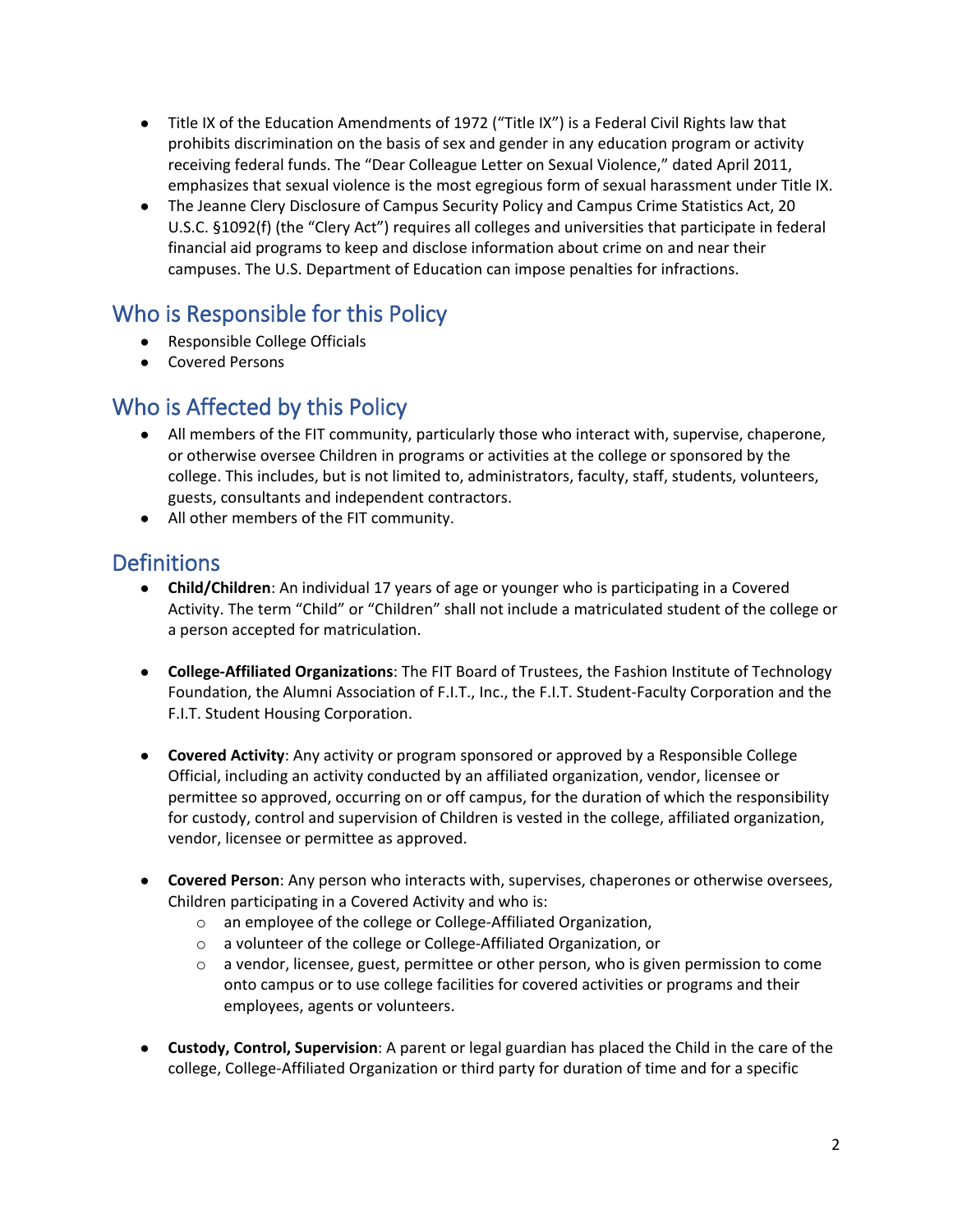- Title IX of the Education Amendments of 1972 ("Title IX") is a Federal Civil Rights law that prohibits discrimination on the basis of sex and gender in any education program or activity receiving federal funds. The "Dear Colleague Letter on Sexual Violence," dated April 2011, emphasizes that sexual violence is the most egregious form of sexual harassment under Title IX.
- The Jeanne Clery Disclosure of Campus Security Policy and Campus Crime Statistics Act, 20 U.S.C. §1092(f) (the "Clery Act") requires all colleges and universities that participate in federal financial aid programs to keep and disclose information about crime on and near their campuses. The U.S. Department of Education can impose penalties for infractions.

## Who is Responsible for this Policy

- Responsible College Officials
- Covered Persons

## Who is Affected by this Policy

- All members of the FIT community, particularly those who interact with, supervise, chaperone, or otherwise oversee Children in programs or activities at the college or sponsored by the college. This includes, but is not limited to, administrators, faculty, staff, students, volunteers, guests, consultants and independent contractors.
- All other members of the FIT community.

## Definitions

- **Child/Children**: An individual 17 years of age or younger who is participating in a Covered Activity. The term "Child" or "Children" shall not include a matriculated student of the college or a person accepted for matriculation.

- **College-Affiliated Organizations**: The FIT Board of Trustees, the Fashion Institute of Technology Foundation, the Alumni Association of F.I.T., Inc., the F.I.T. Student-Faculty Corporation and the F.I.T. Student Housing Corporation.

- **Covered Activity**: Any activity or program sponsored or approved by a Responsible College Official, including an activity conducted by an affiliated organization, vendor, licensee or permittee so approved, occurring on or off campus, for the duration of which the responsibility for custody, control and supervision of Children is vested in the college, affiliated organization, vendor, licensee or permittee as approved.

- **Covered Person**: Any person who interacts with, supervises, chaperones or otherwise oversees, Children participating in a Covered Activity and who is:
  - an employee of the college or College-Affiliated Organization,
  - a volunteer of the college or College-Affiliated Organization, or
  - a vendor, licensee, guest, permittee or other person, who is given permission to come onto campus or to use college facilities for covered activities or programs and their employees, agents or volunteers.

- **Custody, Control, Supervision**: A parent or legal guardian has placed the Child in the care of the college, College-Affiliated Organization or third party for duration of time and for a specific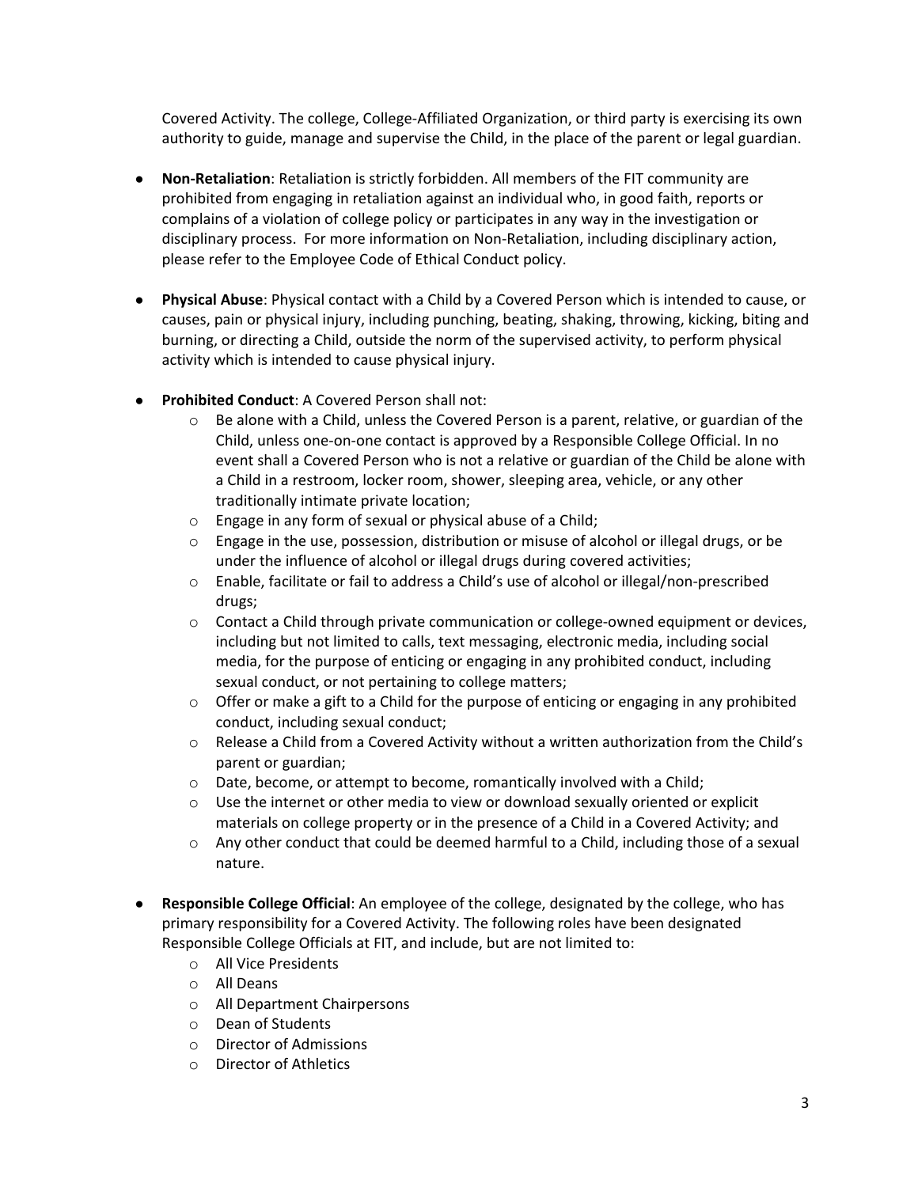Covered Activity. The college, College-Affiliated Organization, or third party is exercising its own authority to guide, manage and supervise the Child, in the place of the parent or legal guardian.

- **Non-Retaliation**: Retaliation is strictly forbidden. All members of the FIT community are prohibited from engaging in retaliation against an individual who, in good faith, reports or complains of a violation of college policy or participates in any way in the investigation or disciplinary process. For more information on Non-Retaliation, including disciplinary action, please refer to the Employee Code of Ethical Conduct policy.

- **Physical Abuse**: Physical contact with a Child by a Covered Person which is intended to cause, or causes, pain or physical injury, including punching, beating, shaking, throwing, kicking, biting and burning, or directing a Child, outside the norm of the supervised activity, to perform physical activity which is intended to cause physical injury.

- **Prohibited Conduct**: A Covered Person shall not:
  - Be alone with a Child, unless the Covered Person is a parent, relative, or guardian of the Child, unless one-on-one contact is approved by a Responsible College Official. In no event shall a Covered Person who is not a relative or guardian of the Child be alone with a Child in a restroom, locker room, shower, sleeping area, vehicle, or any other traditionally intimate private location;
  - Engage in any form of sexual or physical abuse of a Child;
  - Engage in the use, possession, distribution or misuse of alcohol or illegal drugs, or be under the influence of alcohol or illegal drugs during covered activities;
  - Enable, facilitate or fail to address a Child's use of alcohol or illegal/non-prescribed drugs;
  - Contact a Child through private communication or college-owned equipment or devices, including but not limited to calls, text messaging, electronic media, including social media, for the purpose of enticing or engaging in any prohibited conduct, including sexual conduct, or not pertaining to college matters;
  - Offer or make a gift to a Child for the purpose of enticing or engaging in any prohibited conduct, including sexual conduct;
  - Release a Child from a Covered Activity without a written authorization from the Child's parent or guardian;
  - Date, become, or attempt to become, romantically involved with a Child;
  - Use the internet or other media to view or download sexually oriented or explicit materials on college property or in the presence of a Child in a Covered Activity; and
  - Any other conduct that could be deemed harmful to a Child, including those of a sexual nature.

- **Responsible College Official**: An employee of the college, designated by the college, who has primary responsibility for a Covered Activity. The following roles have been designated Responsible College Officials at FIT, and include, but are not limited to:
  - All Vice Presidents
  - All Deans
  - All Department Chairpersons
  - Dean of Students
  - Director of Admissions
  - Director of Athletics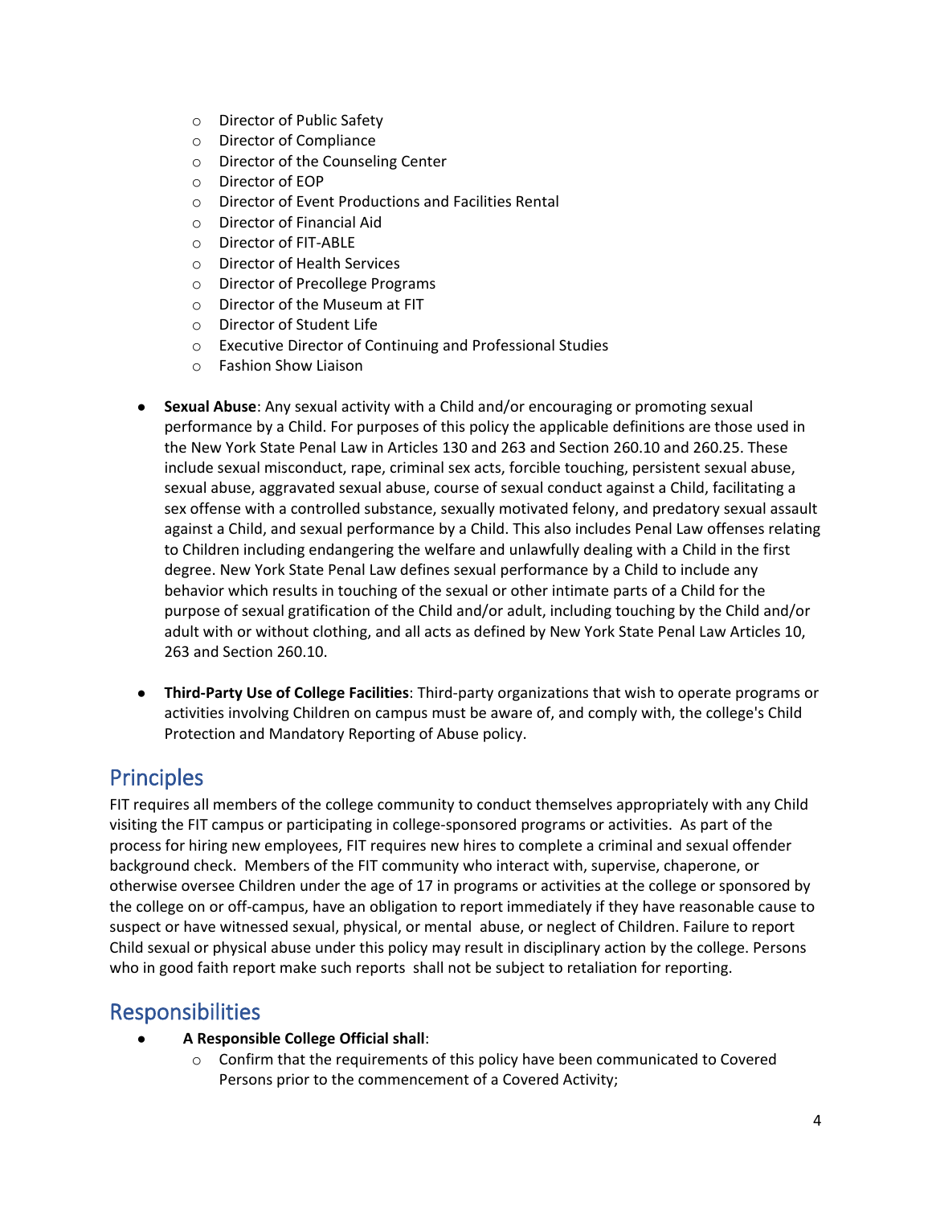- Director of Public Safety
  - Director of Compliance
  - Director of the Counseling Center
  - Director of EOP
  - Director of Event Productions and Facilities Rental
  - Director of Financial Aid
  - Director of FIT-ABLE
  - Director of Health Services
  - Director of Precollege Programs
  - Director of the Museum at FIT
  - Director of Student Life
  - Executive Director of Continuing and Professional Studies
  - Fashion Show Liaison

- **Sexual Abuse**: Any sexual activity with a Child and/or encouraging or promoting sexual performance by a Child. For purposes of this policy the applicable definitions are those used in the New York State Penal Law in Articles 130 and 263 and Section 260.10 and 260.25. These include sexual misconduct, rape, criminal sex acts, forcible touching, persistent sexual abuse, sexual abuse, aggravated sexual abuse, course of sexual conduct against a Child, facilitating a sex offense with a controlled substance, sexually motivated felony, and predatory sexual assault against a Child, and sexual performance by a Child. This also includes Penal Law offenses relating to Children including endangering the welfare and unlawfully dealing with a Child in the first degree. New York State Penal Law defines sexual performance by a Child to include any behavior which results in touching of the sexual or other intimate parts of a Child for the purpose of sexual gratification of the Child and/or adult, including touching by the Child and/or adult with or without clothing, and all acts as defined by New York State Penal Law Articles 10, 263 and Section 260.10.

- **Third-Party Use of College Facilities**: Third-party organizations that wish to operate programs or activities involving Children on campus must be aware of, and comply with, the college's Child Protection and Mandatory Reporting of Abuse policy.

## Principles

FIT requires all members of the college community to conduct themselves appropriately with any Child visiting the FIT campus or participating in college-sponsored programs or activities. As part of the process for hiring new employees, FIT requires new hires to complete a criminal and sexual offender background check. Members of the FIT community who interact with, supervise, chaperone, or otherwise oversee Children under the age of 17 in programs or activities at the college or sponsored by the college on or off-campus, have an obligation to report immediately if they have reasonable cause to suspect or have witnessed sexual, physical, or mental abuse, or neglect of Children. Failure to report Child sexual or physical abuse under this policy may result in disciplinary action by the college. Persons who in good faith report make such reports shall not be subject to retaliation for reporting.

## Responsibilities

- **A Responsible College Official shall**:
  - Confirm that the requirements of this policy have been communicated to Covered Persons prior to the commencement of a Covered Activity;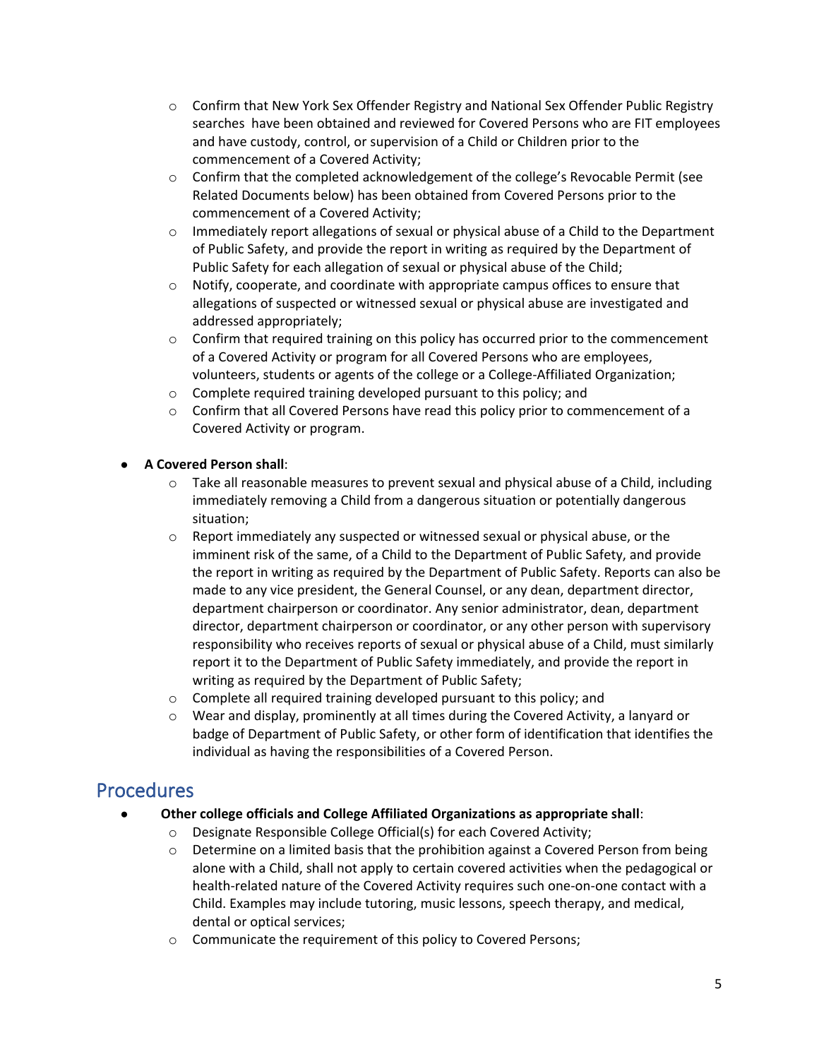- Confirm that New York Sex Offender Registry and National Sex Offender Public Registry searches have been obtained and reviewed for Covered Persons who are FIT employees and have custody, control, or supervision of a Child or Children prior to the commencement of a Covered Activity;
  - Confirm that the completed acknowledgement of the college's Revocable Permit (see Related Documents below) has been obtained from Covered Persons prior to the commencement of a Covered Activity;
  - Immediately report allegations of sexual or physical abuse of a Child to the Department of Public Safety, and provide the report in writing as required by the Department of Public Safety for each allegation of sexual or physical abuse of the Child;
  - Notify, cooperate, and coordinate with appropriate campus offices to ensure that allegations of suspected or witnessed sexual or physical abuse are investigated and addressed appropriately;
  - Confirm that required training on this policy has occurred prior to the commencement of a Covered Activity or program for all Covered Persons who are employees, volunteers, students or agents of the college or a College-Affiliated Organization;
  - Complete required training developed pursuant to this policy; and
  - Confirm that all Covered Persons have read this policy prior to commencement of a Covered Activity or program.

- **A Covered Person shall**:
  - Take all reasonable measures to prevent sexual and physical abuse of a Child, including immediately removing a Child from a dangerous situation or potentially dangerous situation;
  - Report immediately any suspected or witnessed sexual or physical abuse, or the imminent risk of the same, of a Child to the Department of Public Safety, and provide the report in writing as required by the Department of Public Safety. Reports can also be made to any vice president, the General Counsel, or any dean, department director, department chairperson or coordinator. Any senior administrator, dean, department director, department chairperson or coordinator, or any other person with supervisory responsibility who receives reports of sexual or physical abuse of a Child, must similarly report it to the Department of Public Safety immediately, and provide the report in writing as required by the Department of Public Safety;
  - Complete all required training developed pursuant to this policy; and
  - Wear and display, prominently at all times during the Covered Activity, a lanyard or badge of Department of Public Safety, or other form of identification that identifies the individual as having the responsibilities of a Covered Person.

## Procedures

- **Other college officials and College Affiliated Organizations as appropriate shall**:
  - Designate Responsible College Official(s) for each Covered Activity;
  - Determine on a limited basis that the prohibition against a Covered Person from being alone with a Child, shall not apply to certain covered activities when the pedagogical or health-related nature of the Covered Activity requires such one-on-one contact with a Child. Examples may include tutoring, music lessons, speech therapy, and medical, dental or optical services;
  - Communicate the requirement of this policy to Covered Persons;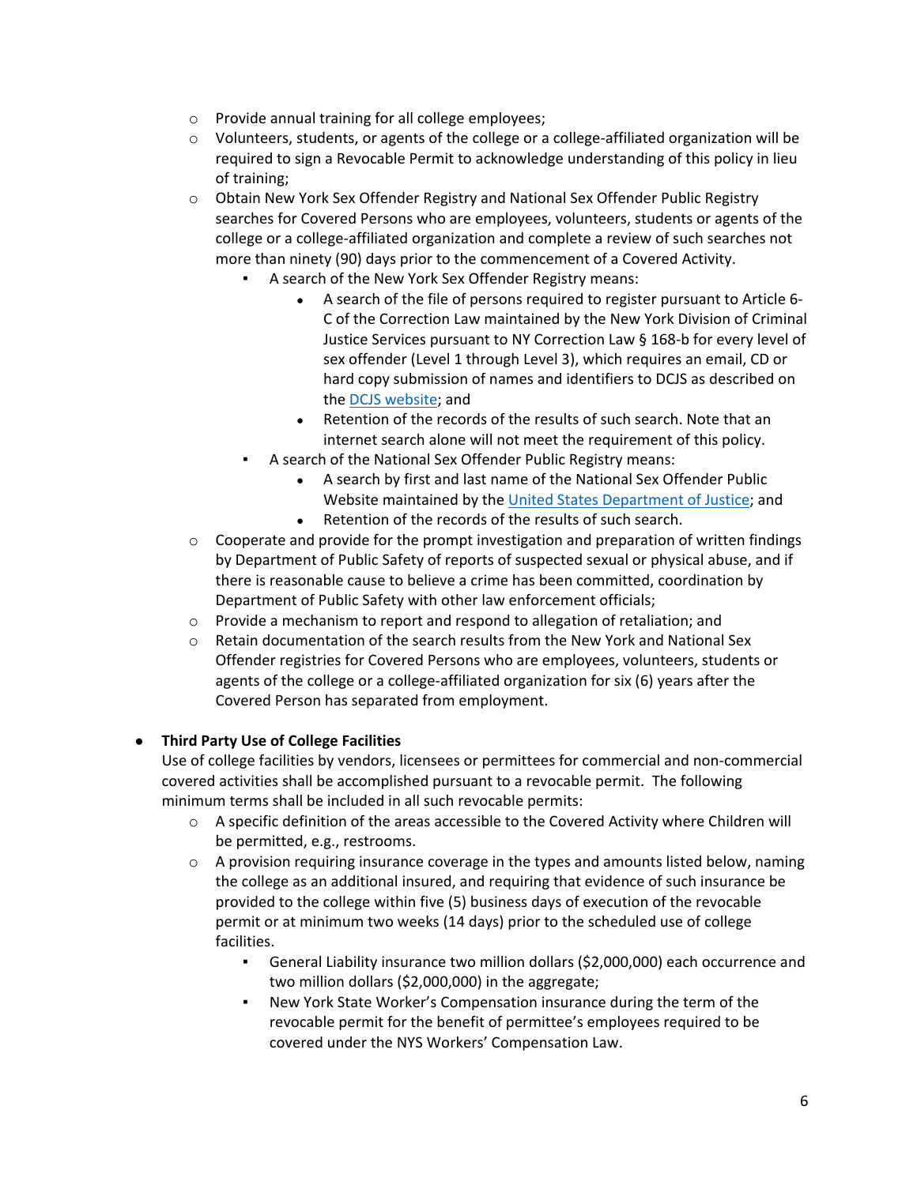- Provide annual training for all college employees;
  - Volunteers, students, or agents of the college or a college-affiliated organization will be required to sign a Revocable Permit to acknowledge understanding of this policy in lieu of training;
  - Obtain New York Sex Offender Registry and National Sex Offender Public Registry searches for Covered Persons who are employees, volunteers, students or agents of the college or a college-affiliated organization and complete a review of such searches not more than ninety (90) days prior to the commencement of a Covered Activity.
    - A search of the New York Sex Offender Registry means:
      - A search of the file of persons required to register pursuant to Article 6-C of the Correction Law maintained by the New York Division of Criminal Justice Services pursuant to NY Correction Law § 168-b for every level of sex offender (Level 1 through Level 3), which requires an email, CD or hard copy submission of names and identifiers to DCJS as described on the [DCJS website]; and
      - Retention of the records of the results of such search. Note that an internet search alone will not meet the requirement of this policy.
    - A search of the National Sex Offender Public Registry means:
      - A search by first and last name of the National Sex Offender Public Website maintained by the [United States Department of Justice]; and
      - Retention of the records of the results of such search.
  - Cooperate and provide for the prompt investigation and preparation of written findings by Department of Public Safety of reports of suspected sexual or physical abuse, and if there is reasonable cause to believe a crime has been committed, coordination by Department of Public Safety with other law enforcement officials;
  - Provide a mechanism to report and respond to allegation of retaliation; and
  - Retain documentation of the search results from the New York and National Sex Offender registries for Covered Persons who are employees, volunteers, students or agents of the college or a college-affiliated organization for six (6) years after the Covered Person has separated from employment.

- **Third Party Use of College Facilities**

  Use of college facilities by vendors, licensees or permittees for commercial and non-commercial covered activities shall be accomplished pursuant to a revocable permit. The following minimum terms shall be included in all such revocable permits:
  - A specific definition of the areas accessible to the Covered Activity where Children will be permitted, e.g., restrooms.
  - A provision requiring insurance coverage in the types and amounts listed below, naming the college as an additional insured, and requiring that evidence of such insurance be provided to the college within five (5) business days of execution of the revocable permit or at minimum two weeks (14 days) prior to the scheduled use of college facilities.
    - General Liability insurance two million dollars ($2,000,000) each occurrence and two million dollars ($2,000,000) in the aggregate;
    - New York State Worker's Compensation insurance during the term of the revocable permit for the benefit of permittee's employees required to be covered under the NYS Workers' Compensation Law.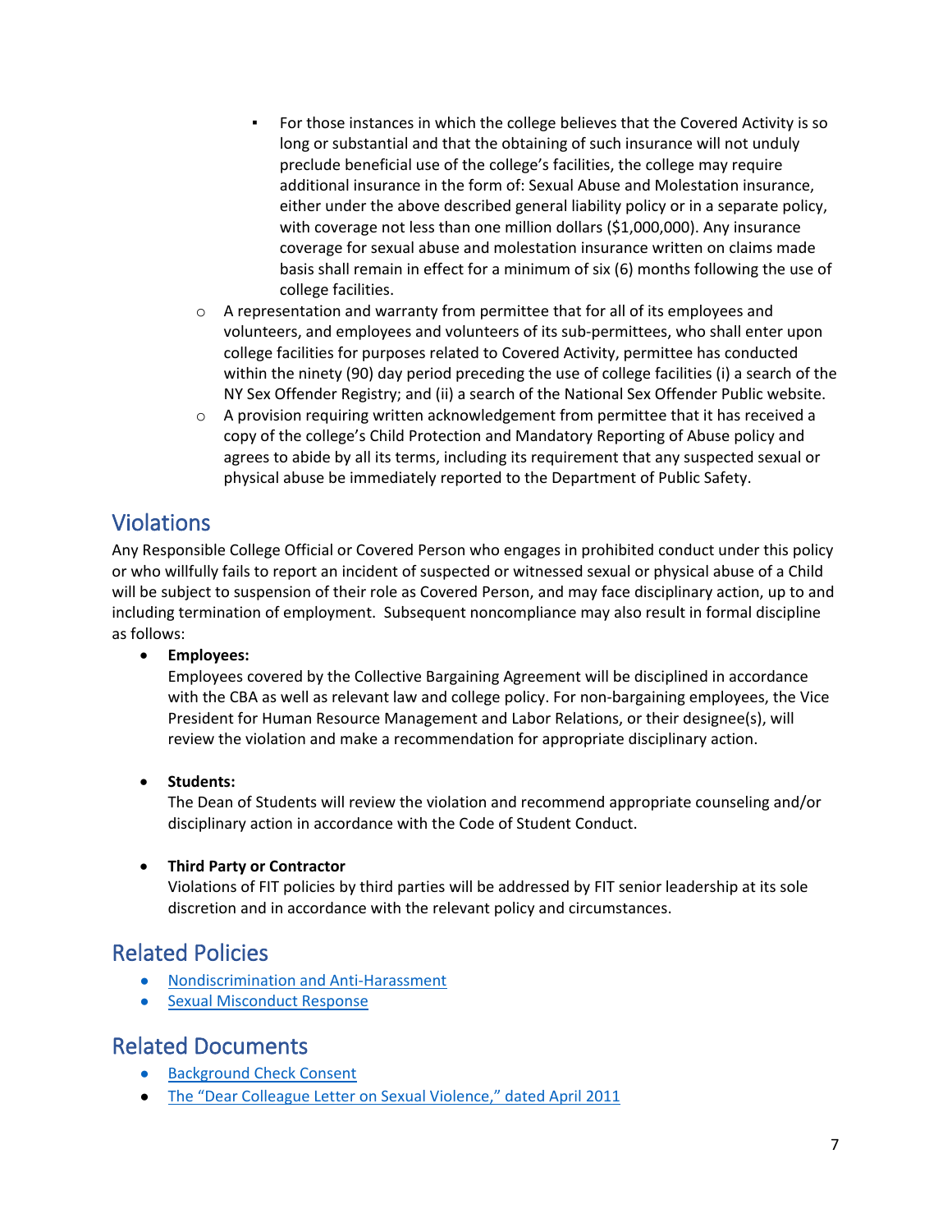- For those instances in which the college believes that the Covered Activity is so long or substantial and that the obtaining of such insurance will not unduly preclude beneficial use of the college's facilities, the college may require additional insurance in the form of: Sexual Abuse and Molestation insurance, either under the above described general liability policy or in a separate policy, with coverage not less than one million dollars ($1,000,000). Any insurance coverage for sexual abuse and molestation insurance written on claims made basis shall remain in effect for a minimum of six (6) months following the use of college facilities.
    - A representation and warranty from permittee that for all of its employees and volunteers, and employees and volunteers of its sub-permittees, who shall enter upon college facilities for purposes related to Covered Activity, permittee has conducted within the ninety (90) day period preceding the use of college facilities (i) a search of the NY Sex Offender Registry; and (ii) a search of the National Sex Offender Public website.
    - A provision requiring written acknowledgement from permittee that it has received a copy of the college's Child Protection and Mandatory Reporting of Abuse policy and agrees to abide by all its terms, including its requirement that any suspected sexual or physical abuse be immediately reported to the Department of Public Safety.

## Violations

Any Responsible College Official or Covered Person who engages in prohibited conduct under this policy or who willfully fails to report an incident of suspected or witnessed sexual or physical abuse of a Child will be subject to suspension of their role as Covered Person, and may face disciplinary action, up to and including termination of employment. Subsequent noncompliance may also result in formal discipline as follows:

- **Employees:**
  Employees covered by the Collective Bargaining Agreement will be disciplined in accordance with the CBA as well as relevant law and college policy. For non-bargaining employees, the Vice President for Human Resource Management and Labor Relations, or their designee(s), will review the violation and make a recommendation for appropriate disciplinary action.

- **Students:**
  The Dean of Students will review the violation and recommend appropriate counseling and/or disciplinary action in accordance with the Code of Student Conduct.

- **Third Party or Contractor**
  Violations of FIT policies by third parties will be addressed by FIT senior leadership at its sole discretion and in accordance with the relevant policy and circumstances.

## Related Policies

- Nondiscrimination and Anti-Harassment
- Sexual Misconduct Response

## Related Documents

- Background Check Consent
- The "Dear Colleague Letter on Sexual Violence," dated April 2011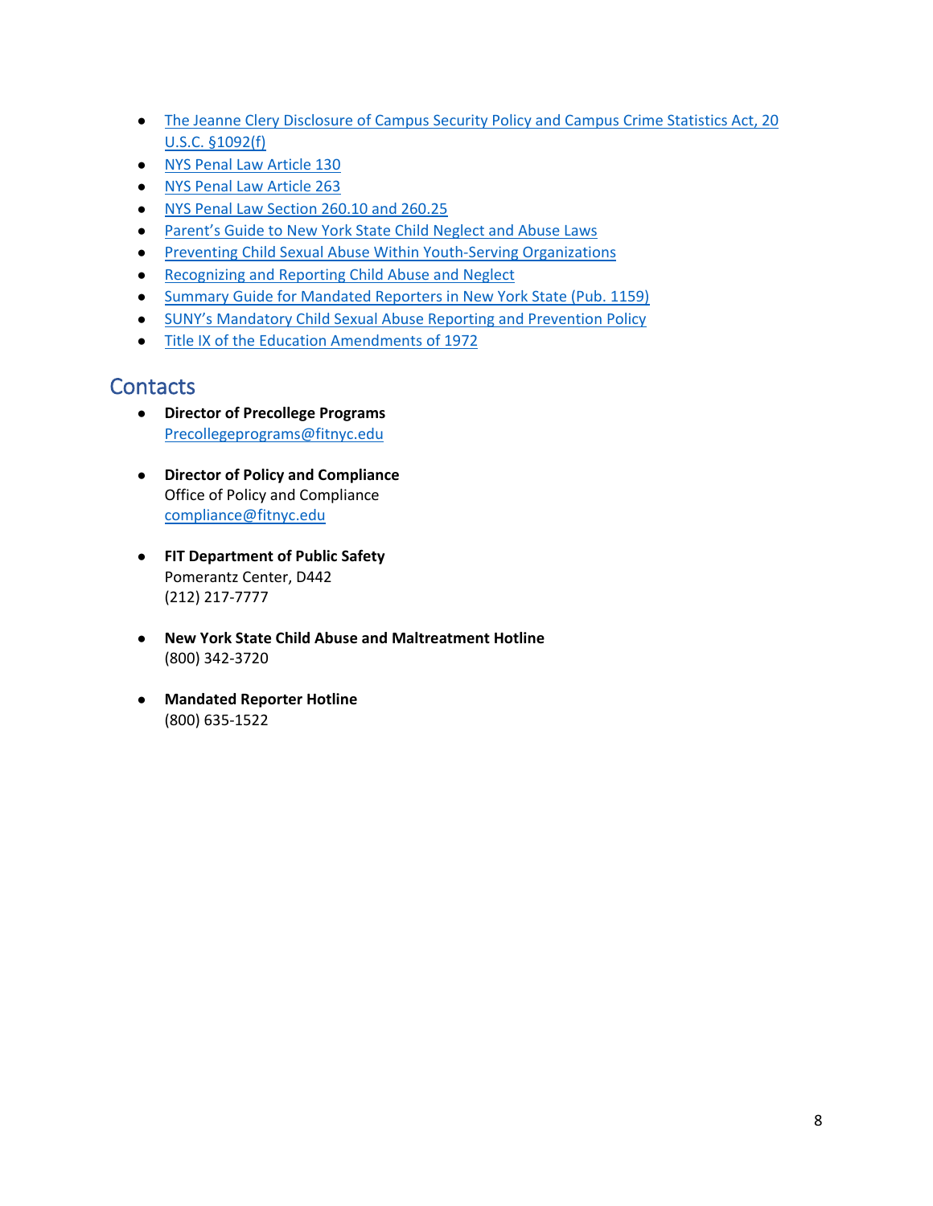- The Jeanne Clery Disclosure of Campus Security Policy and Campus Crime Statistics Act, 20 U.S.C. §1092(f)
- NYS Penal Law Article 130
- NYS Penal Law Article 263
- NYS Penal Law Section 260.10 and 260.25
- Parent's Guide to New York State Child Neglect and Abuse Laws
- Preventing Child Sexual Abuse Within Youth-Serving Organizations
- Recognizing and Reporting Child Abuse and Neglect
- Summary Guide for Mandated Reporters in New York State (Pub. 1159)
- SUNY's Mandatory Child Sexual Abuse Reporting and Prevention Policy
- Title IX of the Education Amendments of 1972

## Contacts

- **Director of Precollege Programs**
  Precollegeprograms@fitnyc.edu

- **Director of Policy and Compliance**
  Office of Policy and Compliance
  compliance@fitnyc.edu

- **FIT Department of Public Safety**
  Pomerantz Center, D442
  (212) 217-7777

- **New York State Child Abuse and Maltreatment Hotline**
  (800) 342-3720

- **Mandated Reporter Hotline**
  (800) 635-1522